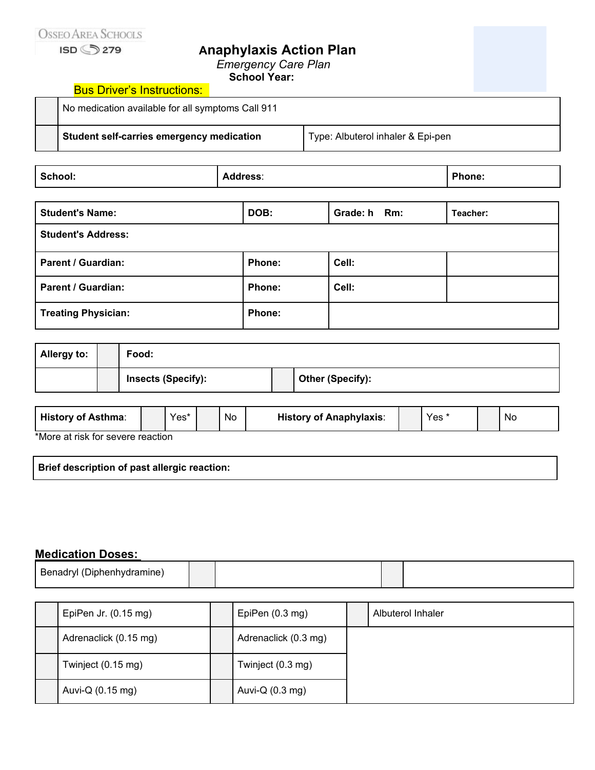OSSEO AREA SCHOOLS
ISD 279

# Anaphylaxis Action Plan

*Emergency Care Plan*

**School Year:**

Bus Driver's Instructions:

| | | |
|---|---|---|
| | No medication available for all symptoms Call 911 | |
| | **Student self-carries emergency medication** | Type: Albuterol inhaler & Epi-pen |

| **School:** | **Address**: | **Phone:** |
|---|---|---|

| | | | |
|---|---|---|---|
| **Student's Name:** | **DOB:** | **Grade:** h **Rm:** | **Teacher:** |
| **Student's Address:** | | | |
| **Parent / Guardian:** | **Phone:** | **Cell:** | |
| **Parent / Guardian:** | **Phone:** | **Cell:** | |
| **Treating Physician:** | **Phone:** | | |

| | | | | |
|---|---|---|---|---|
| **Allergy to:** | | **Food:** | | |
| | | **Insects (Specify):** | | **Other (Specify):** |

| | | | | | | | | | |
|---|---|---|---|---|---|---|---|---|---|
| **History of Asthma**: | | Yes* | | No | **History of Anaphylaxis**: | | Yes * | | No |

*More at risk for severe reaction

| **Brief description of past allergic reaction:** |
|---|

## Medication Doses:

| | | | | |
|---|---|---|---|---|
| Benadryl (Diphenhydramine) | | | | |

| | | | | | |
|---|---|---|---|---|---|
| | EpiPen Jr. (0.15 mg) | | EpiPen (0.3 mg) | | Albuterol Inhaler |
| | Adrenaclick (0.15 mg) | | Adrenaclick (0.3 mg) | | |
| | Twinject (0.15 mg) | | Twinject (0.3 mg) | | |
| | Auvi-Q (0.15 mg) | | Auvi-Q (0.3 mg) | | |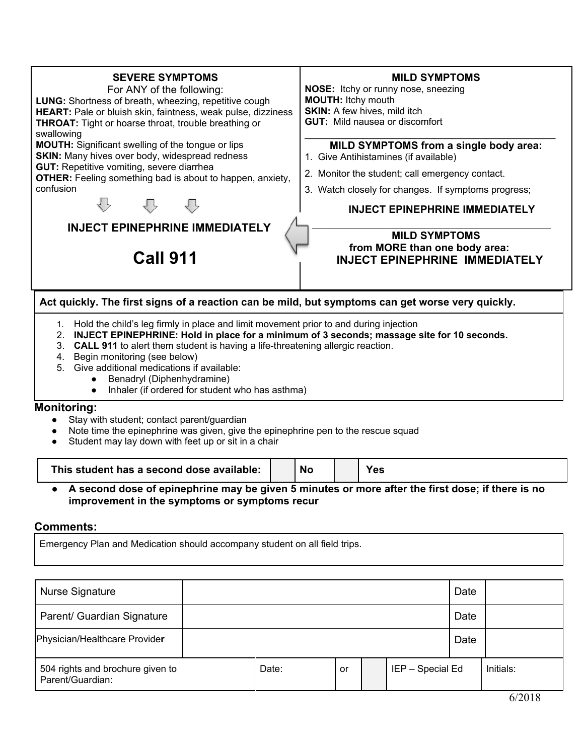| SEVERE SYMPTOMS | MILD SYMPTOMS |
|---|---|
| For ANY of the following:<br>**LUNG:** Shortness of breath, wheezing, repetitive cough<br>**HEART:** Pale or bluish skin, faintness, weak pulse, dizziness<br>**THROAT:** Tight or hoarse throat, trouble breathing or swallowing<br>**MOUTH:** Significant swelling of the tongue or lips<br>**SKIN:** Many hives over body, widespread redness<br>**GUT:** Repetitive vomiting, severe diarrhea<br>**OTHER:** Feeling something bad is about to happen, anxiety, confusion<br><br>**INJECT EPINEPHRINE IMMEDIATELY**<br><br>**Call 911** | **NOSE:** Itchy or runny nose, sneezing<br>**MOUTH:** Itchy mouth<br>**SKIN:** A few hives, mild itch<br>**GUT:** Mild nausea or discomfort<br><br>**MILD SYMPTOMS from a single body area:**<br>1. Give Antihistamines (if available)<br>2. Monitor the student; call emergency contact.<br>3. Watch closely for changes. If symptoms progress;<br>**INJECT EPINEPHRINE IMMEDIATELY**<br><br>**MILD SYMPTOMS from MORE than one body area: INJECT EPINEPHRINE IMMEDIATELY** |

**Act quickly. The first signs of a reaction can be mild, but symptoms can get worse very quickly.**

1. Hold the child's leg firmly in place and limit movement prior to and during injection
2. **INJECT EPINEPHRINE: Hold in place for a minimum of 3 seconds; massage site for 10 seconds.**
3. **CALL 911** to alert them student is having a life-threatening allergic reaction.
4. Begin monitoring (see below)
5. Give additional medications if available:
   - Benadryl (Diphenhydramine)
   - Inhaler (if ordered for student who has asthma)

## Monitoring:

- Stay with student; contact parent/guardian
- Note time the epinephrine was given, give the epinephrine pen to the rescue squad
- Student may lay down with feet up or sit in a chair

| This student has a second dose available: | | No | | Yes |
|---|---|---|---|---|

- **A second dose of epinephrine may be given 5 minutes or more after the first dose; if there is no improvement in the symptoms or symptoms recur**

## Comments:

Emergency Plan and Medication should accompany student on all field trips.

| | | | |
|---|---|---|---|
| Nurse Signature | | Date | |
| Parent/ Guardian Signature | | Date | |
| Physician/Healthcare Provider | | Date | |

| | | | | | |
|---|---|---|---|---|---|
| 504 rights and brochure given to Parent/Guardian: | Date: | or | | IEP – Special Ed | Initials: |

6/2018